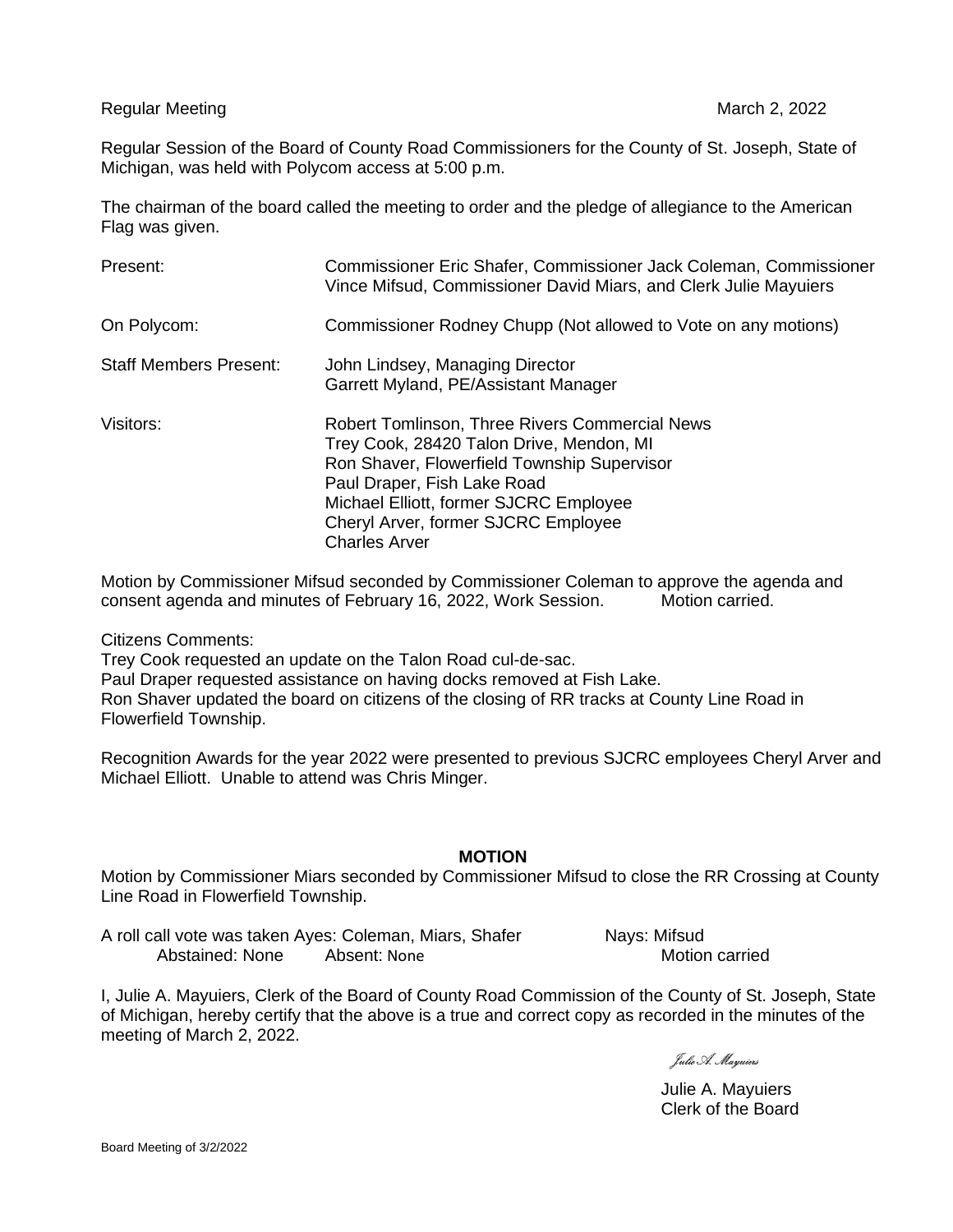Regular Meeting March 2, 2022

Regular Session of the Board of County Road Commissioners for the County of St. Joseph, State of Michigan, was held with Polycom access at 5:00 p.m.

The chairman of the board called the meeting to order and the pledge of allegiance to the American Flag was given.

| | |
|---|---|
| Present: | Commissioner Eric Shafer, Commissioner Jack Coleman, Commissioner Vince Mifsud, Commissioner David Miars, and Clerk Julie Mayuiers |
| On Polycom: | Commissioner Rodney Chupp (Not allowed to Vote on any motions) |
| Staff Members Present: | John Lindsey, Managing Director<br>Garrett Myland, PE/Assistant Manager |
| Visitors: | Robert Tomlinson, Three Rivers Commercial News<br>Trey Cook, 28420 Talon Drive, Mendon, MI<br>Ron Shaver, Flowerfield Township Supervisor<br>Paul Draper, Fish Lake Road<br>Michael Elliott, former SJCRC Employee<br>Cheryl Arver, former SJCRC Employee<br>Charles Arver |

Motion by Commissioner Mifsud seconded by Commissioner Coleman to approve the agenda and consent agenda and minutes of February 16, 2022, Work Session. Motion carried.

Citizens Comments:
Trey Cook requested an update on the Talon Road cul-de-sac.
Paul Draper requested assistance on having docks removed at Fish Lake.
Ron Shaver updated the board on citizens of the closing of RR tracks at County Line Road in Flowerfield Township.

Recognition Awards for the year 2022 were presented to previous SJCRC employees Cheryl Arver and Michael Elliott. Unable to attend was Chris Minger.

**MOTION**

Motion by Commissioner Miars seconded by Commissioner Mifsud to close the RR Crossing at County Line Road in Flowerfield Township.

A roll call vote was taken Ayes: Coleman, Miars, Shafer Nays: Mifsud
Abstained: None Absent: None Motion carried

I, Julie A. Mayuiers, Clerk of the Board of County Road Commission of the County of St. Joseph, State of Michigan, hereby certify that the above is a true and correct copy as recorded in the minutes of the meeting of March 2, 2022.

*Julie A. Mayuiers*

Julie A. Mayuiers
Clerk of the Board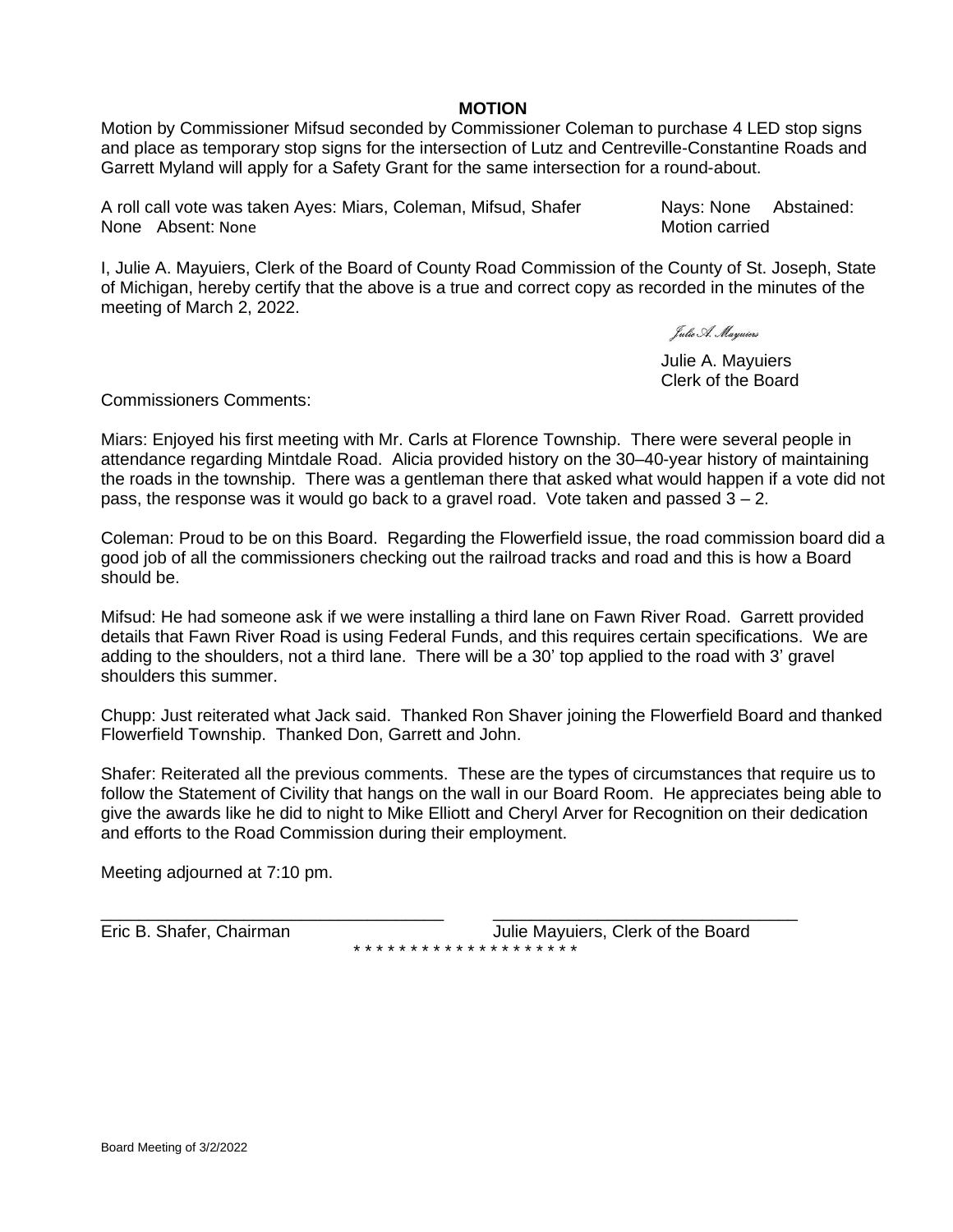**MOTION**

Motion by Commissioner Mifsud seconded by Commissioner Coleman to purchase 4 LED stop signs and place as temporary stop signs for the intersection of Lutz and Centreville-Constantine Roads and Garrett Myland will apply for a Safety Grant for the same intersection for a round-about.

A roll call vote was taken Ayes: Miars, Coleman, Mifsud, Shafer Nays: None Abstained: None Absent: None Motion carried

I, Julie A. Mayuiers, Clerk of the Board of County Road Commission of the County of St. Joseph, State of Michigan, hereby certify that the above is a true and correct copy as recorded in the minutes of the meeting of March 2, 2022.

*Julie A. Mayuiers*

Julie A. Mayuiers
Clerk of the Board

Commissioners Comments:

Miars: Enjoyed his first meeting with Mr. Carls at Florence Township. There were several people in attendance regarding Mintdale Road. Alicia provided history on the 30–40-year history of maintaining the roads in the township. There was a gentleman there that asked what would happen if a vote did not pass, the response was it would go back to a gravel road. Vote taken and passed 3 – 2.

Coleman: Proud to be on this Board. Regarding the Flowerfield issue, the road commission board did a good job of all the commissioners checking out the railroad tracks and road and this is how a Board should be.

Mifsud: He had someone ask if we were installing a third lane on Fawn River Road. Garrett provided details that Fawn River Road is using Federal Funds, and this requires certain specifications. We are adding to the shoulders, not a third lane. There will be a 30' top applied to the road with 3' gravel shoulders this summer.

Chupp: Just reiterated what Jack said. Thanked Ron Shaver joining the Flowerfield Board and thanked Flowerfield Township. Thanked Don, Garrett and John.

Shafer: Reiterated all the previous comments. These are the types of circumstances that require us to follow the Statement of Civility that hangs on the wall in our Board Room. He appreciates being able to give the awards like he did to night to Mike Elliott and Cheryl Arver for Recognition on their dedication and efforts to the Road Commission during their employment.

Meeting adjourned at 7:10 pm.

\_\_\_\_\_\_\_\_\_\_\_\_\_\_\_\_\_\_\_\_\_\_\_\_\_\_\_\_\_\_\_\_\_\_\_\_ \_\_\_\_\_\_\_\_\_\_\_\_\_\_\_\_\_\_\_\_\_\_\_\_\_\_\_\_\_\_\_\_\_\_\_\_
Eric B. Shafer, Chairman Julie Mayuiers, Clerk of the Board

* * * * * * * * * * * * * * * * * * * *